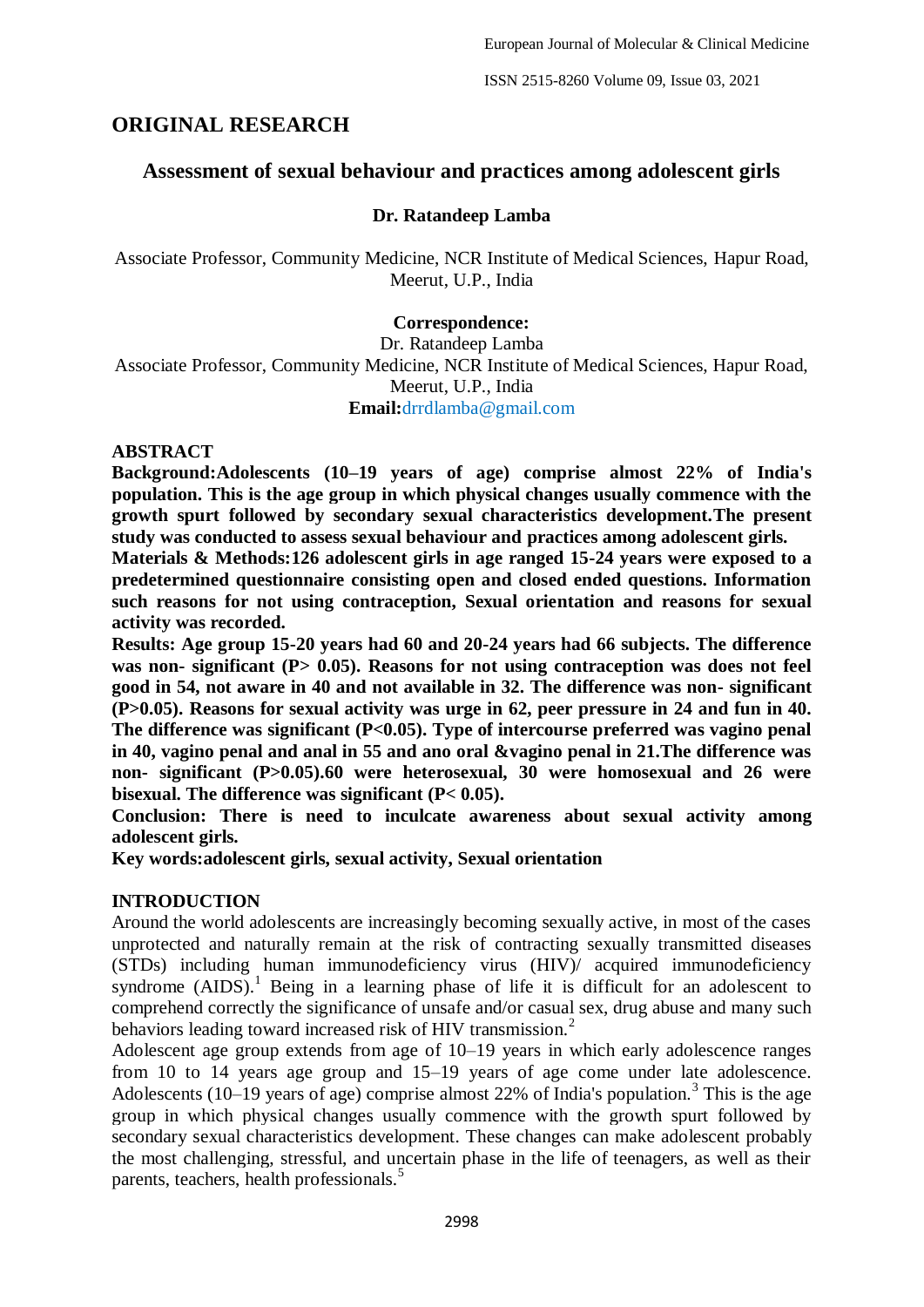## ORIGINAL RESEARCH

# Assessment of sexual behaviour and practices among adolescent girls

**Dr. Ratandeep Lamba**

Associate Professor, Community Medicine, NCR Institute of Medical Sciences, Hapur Road, Meerut, U.P., India

**Correspondence:**
Dr. Ratandeep Lamba
Associate Professor, Community Medicine, NCR Institute of Medical Sciences, Hapur Road, Meerut, U.P., India
**Email:**drrdlamba@gmail.com

## ABSTRACT

**Background:Adolescents (10–19 years of age) comprise almost 22% of India's population. This is the age group in which physical changes usually commence with the growth spurt followed by secondary sexual characteristics development.The present study was conducted to assess sexual behaviour and practices among adolescent girls.**

**Materials & Methods:126 adolescent girls in age ranged 15-24 years were exposed to a predetermined questionnaire consisting open and closed ended questions. Information such reasons for not using contraception, Sexual orientation and reasons for sexual activity was recorded.**

**Results: Age group 15-20 years had 60 and 20-24 years had 66 subjects. The difference was non- significant (P> 0.05). Reasons for not using contraception was does not feel good in 54, not aware in 40 and not available in 32. The difference was non- significant (P>0.05). Reasons for sexual activity was urge in 62, peer pressure in 24 and fun in 40. The difference was significant (P<0.05). Type of intercourse preferred was vagino penal in 40, vagino penal and anal in 55 and ano oral &vagino penal in 21.The difference was non- significant (P>0.05).60 were heterosexual, 30 were homosexual and 26 were bisexual. The difference was significant (P< 0.05).**

**Conclusion: There is need to inculcate awareness about sexual activity among adolescent girls.**

**Key words:adolescent girls, sexual activity, Sexual orientation**

## INTRODUCTION

Around the world adolescents are increasingly becoming sexually active, in most of the cases unprotected and naturally remain at the risk of contracting sexually transmitted diseases (STDs) including human immunodeficiency virus (HIV)/ acquired immunodeficiency syndrome (AIDS).[1] Being in a learning phase of life it is difficult for an adolescent to comprehend correctly the significance of unsafe and/or casual sex, drug abuse and many such behaviors leading toward increased risk of HIV transmission.[2]

Adolescent age group extends from age of 10–19 years in which early adolescence ranges from 10 to 14 years age group and 15–19 years of age come under late adolescence. Adolescents (10–19 years of age) comprise almost 22% of India's population.[3] This is the age group in which physical changes usually commence with the growth spurt followed by secondary sexual characteristics development. These changes can make adolescent probably the most challenging, stressful, and uncertain phase in the life of teenagers, as well as their parents, teachers, health professionals.[5]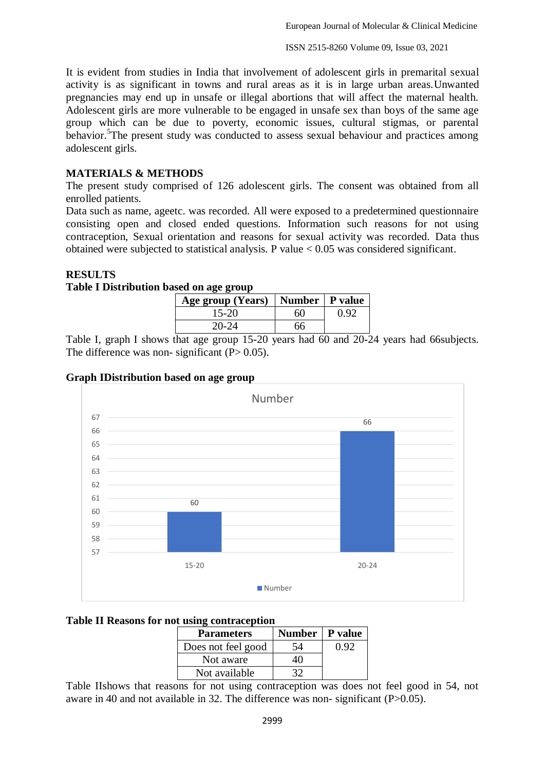It is evident from studies in India that involvement of adolescent girls in premarital sexual activity is as significant in towns and rural areas as it is in large urban areas.Unwanted pregnancies may end up in unsafe or illegal abortions that will affect the maternal health. Adolescent girls are more vulnerable to be engaged in unsafe sex than boys of the same age group which can be due to poverty, economic issues, cultural stigmas, or parental behavior.[5]The present study was conducted to assess sexual behaviour and practices among adolescent girls.

## MATERIALS & METHODS

The present study comprised of 126 adolescent girls. The consent was obtained from all enrolled patients.

Data such as name, ageetc. was recorded. All were exposed to a predetermined questionnaire consisting open and closed ended questions. Information such reasons for not using contraception, Sexual orientation and reasons for sexual activity was recorded. Data thus obtained were subjected to statistical analysis. P value < 0.05 was considered significant.

## RESULTS

**Table I Distribution based on age group**

| Age group (Years) | Number | P value |
|---|---|---|
| 15-20 | 60 | 0.92 |
| 20-24 | 66 | |

Table I, graph I shows that age group 15-20 years had 60 and 20-24 years had 66subjects. The difference was non- significant (P> 0.05).

**Graph IDistribution based on age group**

**Table II Reasons for not using contraception**

| Parameters | Number | P value |
|---|---|---|
| Does not feel good | 54 | 0.92 |
| Not aware | 40 | |
| Not available | 32 | |

Table IIshows that reasons for not using contraception was does not feel good in 54, not aware in 40 and not available in 32. The difference was non- significant (P>0.05).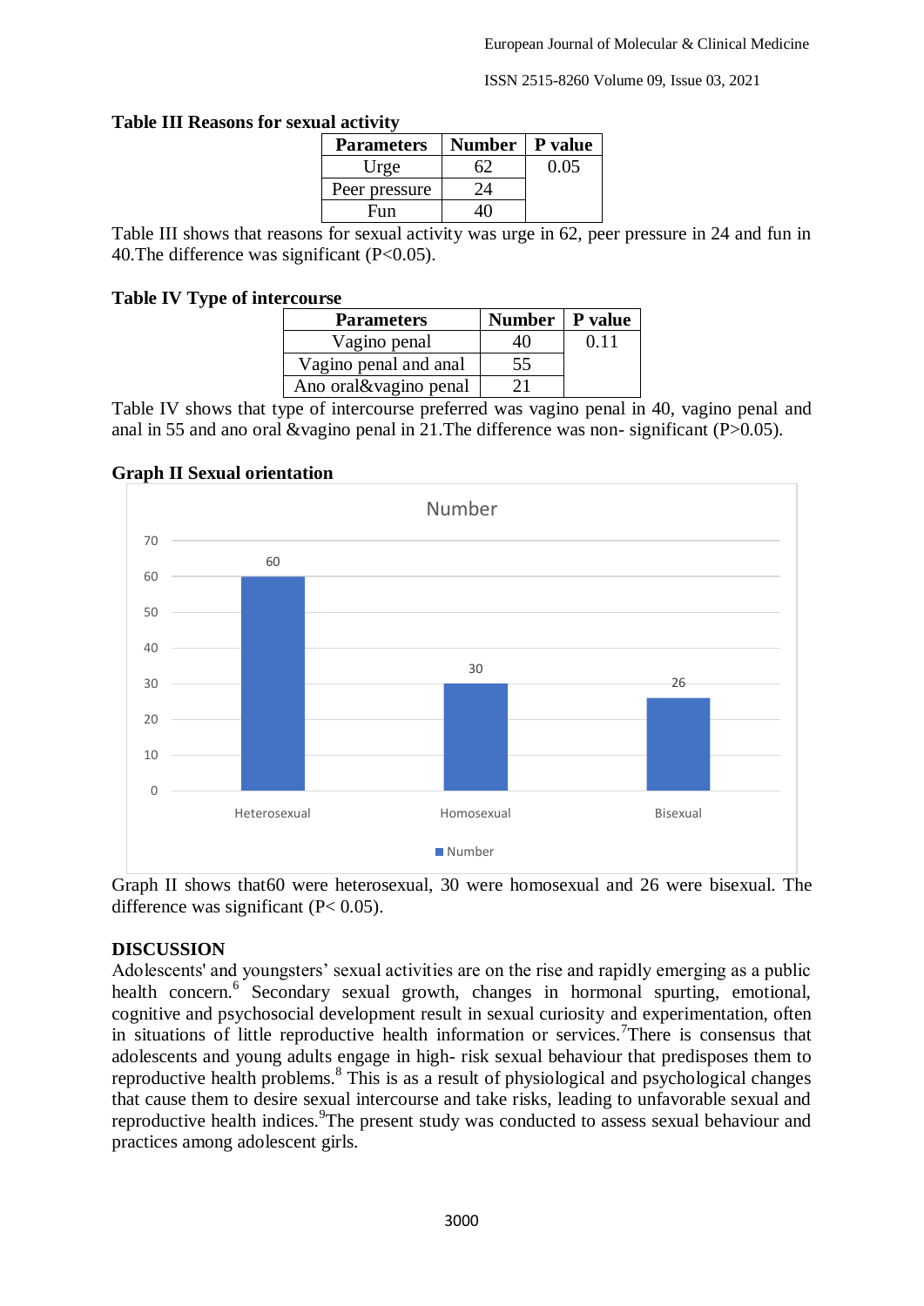**Table III Reasons for sexual activity**

| Parameters | Number | P value |
|---|---|---|
| Urge | 62 | 0.05 |
| Peer pressure | 24 | |
| Fun | 40 | |

Table III shows that reasons for sexual activity was urge in 62, peer pressure in 24 and fun in 40.The difference was significant (P<0.05).

**Table IV Type of intercourse**

| Parameters | Number | P value |
|---|---|---|
| Vagino penal | 40 | 0.11 |
| Vagino penal and anal | 55 | |
| Ano oral&vagino penal | 21 | |

Table IV shows that type of intercourse preferred was vagino penal in 40, vagino penal and anal in 55 and ano oral &vagino penal in 21.The difference was non- significant (P>0.05).

**Graph II Sexual orientation**

| | Number |
|---|---|
| Heterosexual | 60 |
| Homosexual | 30 |
| Bisexual | 26 |

Graph II shows that60 were heterosexual, 30 were homosexual and 26 were bisexual. The difference was significant (P< 0.05).

## DISCUSSION

Adolescents' and youngsters' sexual activities are on the rise and rapidly emerging as a public health concern.[6] Secondary sexual growth, changes in hormonal spurting, emotional, cognitive and psychosocial development result in sexual curiosity and experimentation, often in situations of little reproductive health information or services.[7]There is consensus that adolescents and young adults engage in high- risk sexual behaviour that predisposes them to reproductive health problems.[8] This is as a result of physiological and psychological changes that cause them to desire sexual intercourse and take risks, leading to unfavorable sexual and reproductive health indices.[9]The present study was conducted to assess sexual behaviour and practices among adolescent girls.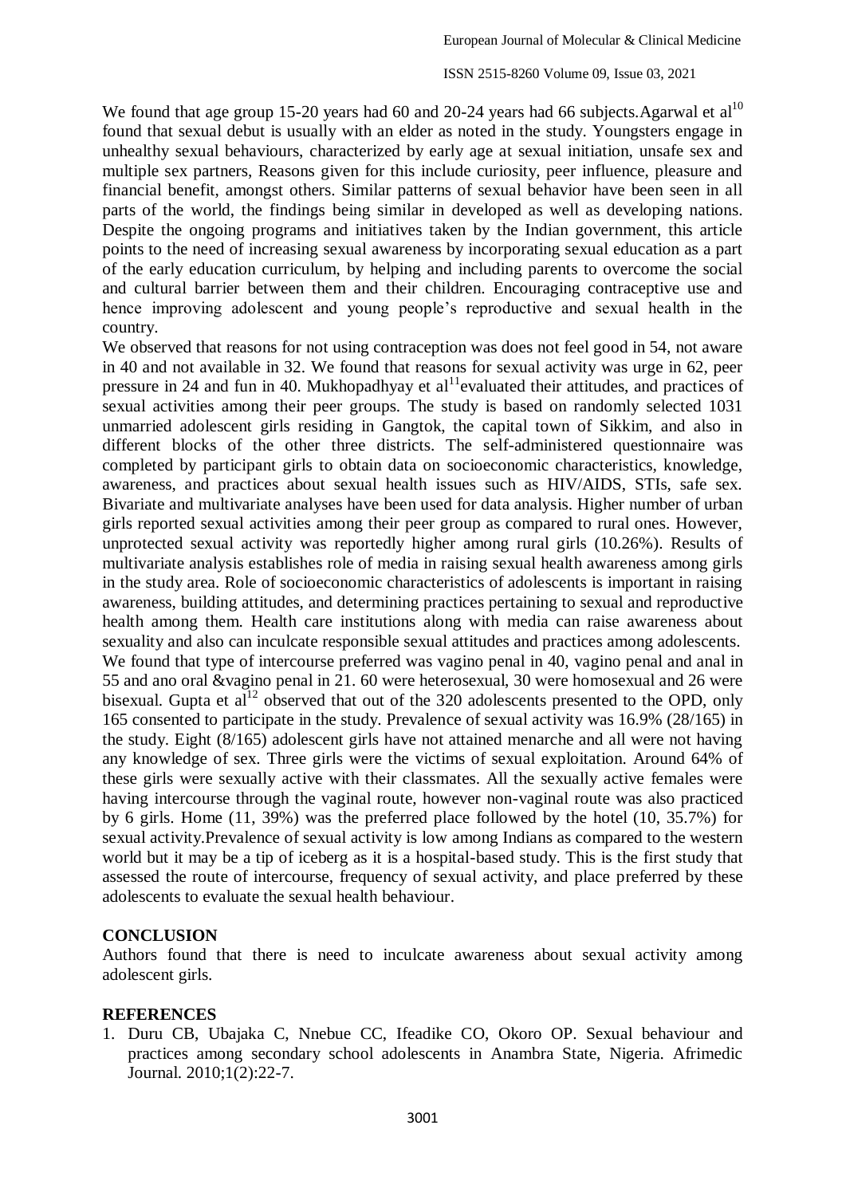We found that age group 15-20 years had 60 and 20-24 years had 66 subjects.Agarwal et al[10] found that sexual debut is usually with an elder as noted in the study. Youngsters engage in unhealthy sexual behaviours, characterized by early age at sexual initiation, unsafe sex and multiple sex partners, Reasons given for this include curiosity, peer influence, pleasure and financial benefit, amongst others. Similar patterns of sexual behavior have been seen in all parts of the world, the findings being similar in developed as well as developing nations. Despite the ongoing programs and initiatives taken by the Indian government, this article points to the need of increasing sexual awareness by incorporating sexual education as a part of the early education curriculum, by helping and including parents to overcome the social and cultural barrier between them and their children. Encouraging contraceptive use and hence improving adolescent and young people's reproductive and sexual health in the country.

We observed that reasons for not using contraception was does not feel good in 54, not aware in 40 and not available in 32. We found that reasons for sexual activity was urge in 62, peer pressure in 24 and fun in 40. Mukhopadhyay et al[11]evaluated their attitudes, and practices of sexual activities among their peer groups. The study is based on randomly selected 1031 unmarried adolescent girls residing in Gangtok, the capital town of Sikkim, and also in different blocks of the other three districts. The self-administered questionnaire was completed by participant girls to obtain data on socioeconomic characteristics, knowledge, awareness, and practices about sexual health issues such as HIV/AIDS, STIs, safe sex. Bivariate and multivariate analyses have been used for data analysis. Higher number of urban girls reported sexual activities among their peer group as compared to rural ones. However, unprotected sexual activity was reportedly higher among rural girls (10.26%). Results of multivariate analysis establishes role of media in raising sexual health awareness among girls in the study area. Role of socioeconomic characteristics of adolescents is important in raising awareness, building attitudes, and determining practices pertaining to sexual and reproductive health among them. Health care institutions along with media can raise awareness about sexuality and also can inculcate responsible sexual attitudes and practices among adolescents.

We found that type of intercourse preferred was vagino penal in 40, vagino penal and anal in 55 and ano oral &vagino penal in 21. 60 were heterosexual, 30 were homosexual and 26 were bisexual. Gupta et al[12] observed that out of the 320 adolescents presented to the OPD, only 165 consented to participate in the study. Prevalence of sexual activity was 16.9% (28/165) in the study. Eight (8/165) adolescent girls have not attained menarche and all were not having any knowledge of sex. Three girls were the victims of sexual exploitation. Around 64% of these girls were sexually active with their classmates. All the sexually active females were having intercourse through the vaginal route, however non-vaginal route was also practiced by 6 girls. Home (11, 39%) was the preferred place followed by the hotel (10, 35.7%) for sexual activity.Prevalence of sexual activity is low among Indians as compared to the western world but it may be a tip of iceberg as it is a hospital-based study. This is the first study that assessed the route of intercourse, frequency of sexual activity, and place preferred by these adolescents to evaluate the sexual health behaviour.

## CONCLUSION

Authors found that there is need to inculcate awareness about sexual activity among adolescent girls.

## REFERENCES

1. Duru CB, Ubajaka C, Nnebue CC, Ifeadike CO, Okoro OP. Sexual behaviour and practices among secondary school adolescents in Anambra State, Nigeria. Afrimedic Journal. 2010;1(2):22-7.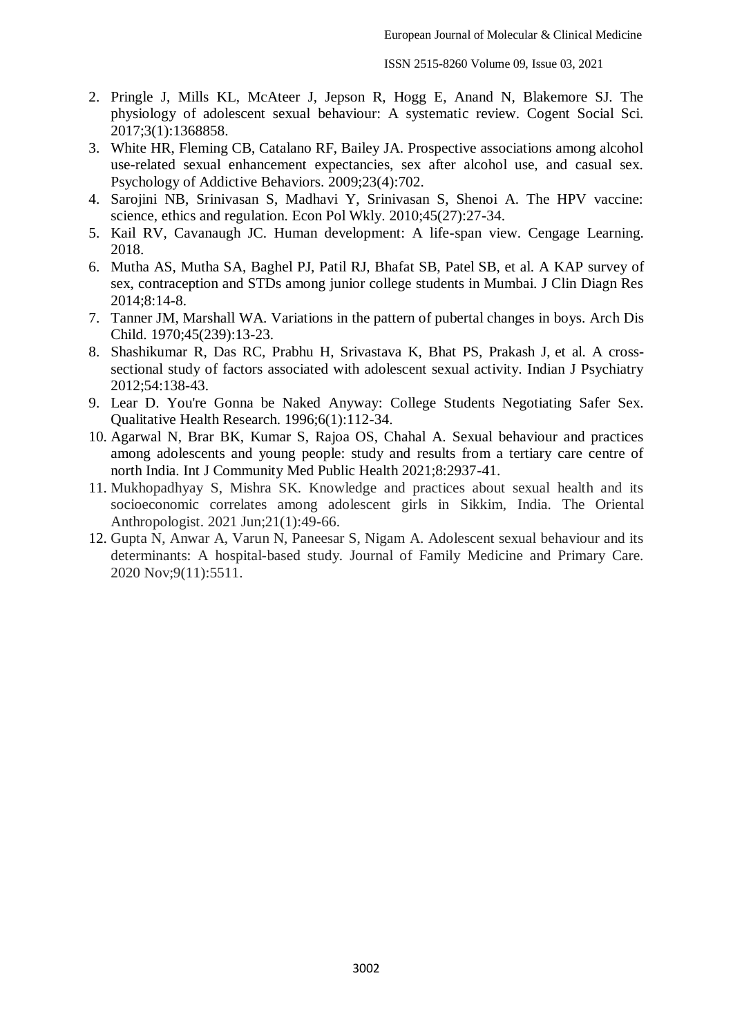2. Pringle J, Mills KL, McAteer J, Jepson R, Hogg E, Anand N, Blakemore SJ. The physiology of adolescent sexual behaviour: A systematic review. Cogent Social Sci. 2017;3(1):1368858.
3. White HR, Fleming CB, Catalano RF, Bailey JA. Prospective associations among alcohol use-related sexual enhancement expectancies, sex after alcohol use, and casual sex. Psychology of Addictive Behaviors. 2009;23(4):702.
4. Sarojini NB, Srinivasan S, Madhavi Y, Srinivasan S, Shenoi A. The HPV vaccine: science, ethics and regulation. Econ Pol Wkly. 2010;45(27):27-34.
5. Kail RV, Cavanaugh JC. Human development: A life-span view. Cengage Learning. 2018.
6. Mutha AS, Mutha SA, Baghel PJ, Patil RJ, Bhafat SB, Patel SB, et al. A KAP survey of sex, contraception and STDs among junior college students in Mumbai. J Clin Diagn Res 2014;8:14-8.
7. Tanner JM, Marshall WA. Variations in the pattern of pubertal changes in boys. Arch Dis Child. 1970;45(239):13-23.
8. Shashikumar R, Das RC, Prabhu H, Srivastava K, Bhat PS, Prakash J, et al. A cross-sectional study of factors associated with adolescent sexual activity. Indian J Psychiatry 2012;54:138-43.
9. Lear D. You're Gonna be Naked Anyway: College Students Negotiating Safer Sex. Qualitative Health Research. 1996;6(1):112-34.
10. Agarwal N, Brar BK, Kumar S, Rajoa OS, Chahal A. Sexual behaviour and practices among adolescents and young people: study and results from a tertiary care centre of north India. Int J Community Med Public Health 2021;8:2937-41.
11. Mukhopadhyay S, Mishra SK. Knowledge and practices about sexual health and its socioeconomic correlates among adolescent girls in Sikkim, India. The Oriental Anthropologist. 2021 Jun;21(1):49-66.
12. Gupta N, Anwar A, Varun N, Paneesar S, Nigam A. Adolescent sexual behaviour and its determinants: A hospital-based study. Journal of Family Medicine and Primary Care. 2020 Nov;9(11):5511.